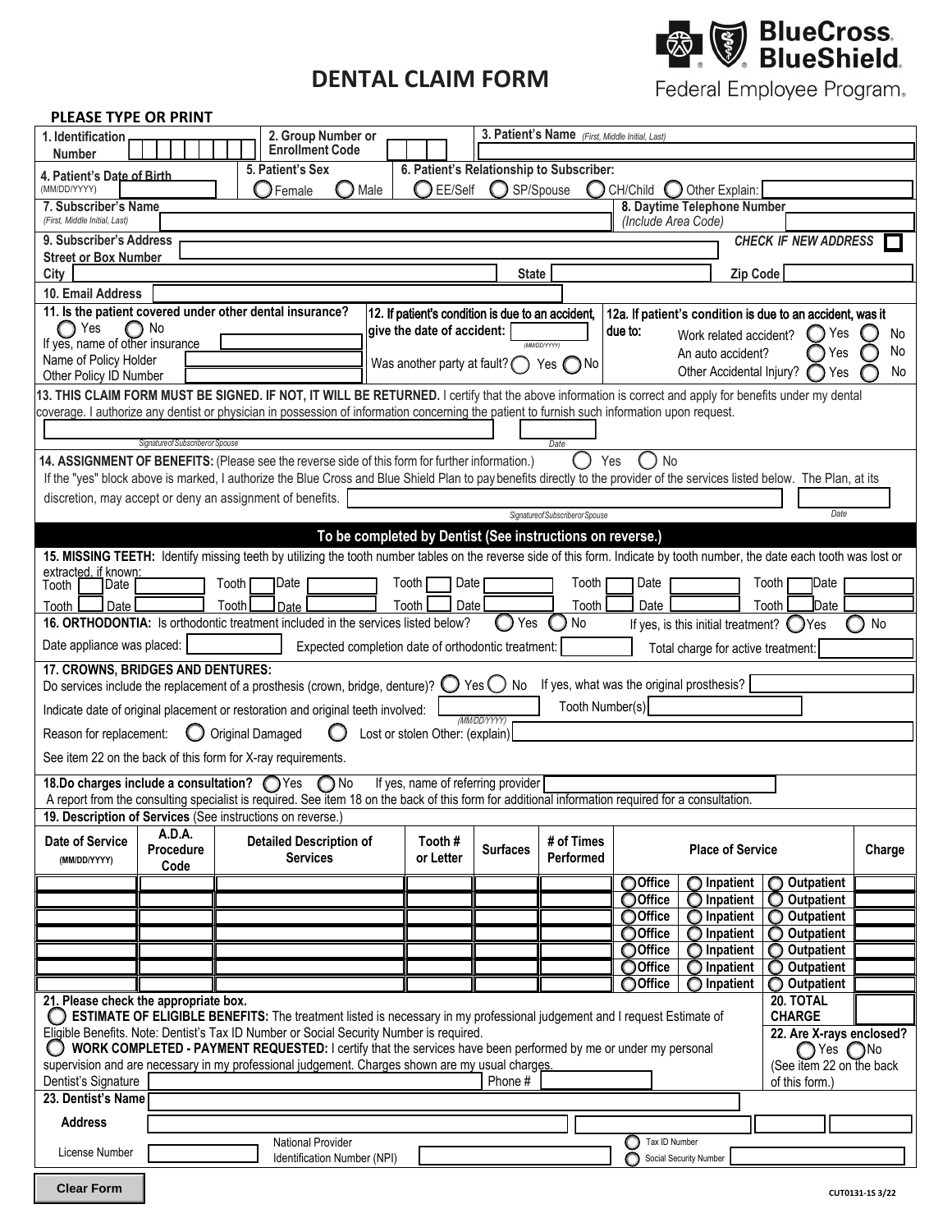# DENTAL CLAIM FORM

BlueCross BlueShield Federal Employee Program.

**PLEASE TYPE OR PRINT**

**1. Identification Number**

**2. Group Number or Enrollment Code**

**3. Patient's Name** *(First, Middle Initial, Last)*

**4. Patient's Date of Birth** (MM/DD/YYYY)

**5. Patient's Sex** ◯ Female ◯ Male

**6. Patient's Relationship to Subscriber:** ◯ EE/Self ◯ SP/Spouse ◯ CH/Child ◯ Other Explain:

**7. Subscriber's Name** *(First, Middle Initial, Last)*

**8. Daytime Telephone Number** *(Include Area Code)*

**9. Subscriber's Address Street or Box Number** *CHECK IF NEW ADDRESS* ☐

City State Zip Code

**10. Email Address**

**11. Is the patient covered under other dental insurance?** ◯ Yes ◯ No
If yes, name of other insurance
Name of Policy Holder
Other Policy ID Number

**12. If patient's condition is due to an accident, give the date of accident:** (MM/DD/YYYY)
Was another party at fault? ◯ Yes ◯ No

**12a. If patient's condition is due to an accident, was it due to:**
Work related accident? ◯ Yes ◯ No
An auto accident? ◯ Yes ◯ No
Other Accidental Injury? ◯ Yes ◯ No

**13. THIS CLAIM FORM MUST BE SIGNED. IF NOT, IT WILL BE RETURNED.** I certify that the above information is correct and apply for benefits under my dental coverage. I authorize any dentist or physician in possession of information concerning the patient to furnish such information upon request.

Signature of Subscriber or Spouse Date

**14. ASSIGNMENT OF BENEFITS:** (Please see the reverse side of this form for further information.) ◯ Yes ◯ No
If the "yes" block above is marked, I authorize the Blue Cross and Blue Shield Plan to pay benefits directly to the provider of the services listed below. The Plan, at its discretion, may accept or deny an assignment of benefits.

Signature of Subscriber or Spouse Date

## To be completed by Dentist (See instructions on reverse.)

**15. MISSING TEETH:** Identify missing teeth by utilizing the tooth number tables on the reverse side of this form. Indicate by tooth number, the date each tooth was lost or extracted, if known:

| Tooth | Date | Tooth | Date | Tooth | Date | Tooth | Date | Tooth | Date |
|---|---|---|---|---|---|---|---|---|---|
| | | | | | | | | | |
| | | | | | | | | | |

**16. ORTHODONTIA:** Is orthodontic treatment included in the services listed below? ◯ Yes ◯ No If yes, is this initial treatment? ◯ Yes ◯ No

Date appliance was placed: Expected completion date of orthodontic treatment: Total charge for active treatment:

**17. CROWNS, BRIDGES AND DENTURES:**
Do services include the replacement of a prosthesis (crown, bridge, denture)? ◯ Yes ◯ No If yes, what was the original prosthesis?

Indicate date of original placement or restoration and original teeth involved: (MM/DD/YYYY) Tooth Number(s)

Reason for replacement: ◯ Original Damaged ◯ Lost or stolen Other: (explain)

See item 22 on the back of this form for X-ray requirements.

**18. Do charges include a consultation?** ◯ Yes ◯ No If yes, name of referring provider
A report from the consulting specialist is required. See item 18 on the back of this form for additional information required for a consultation.

**19. Description of Services** (See instructions on reverse.)

| Date of Service (MM/DD/YYYY) | A.D.A. Procedure Code | Detailed Description of Services | Tooth # or Letter | Surfaces | # of Times Performed | Place of Service | Charge |
|---|---|---|---|---|---|---|---|
| | | | | | | ◯ Office ◯ Inpatient ◯ Outpatient | |
| | | | | | | ◯ Office ◯ Inpatient ◯ Outpatient | |
| | | | | | | ◯ Office ◯ Inpatient ◯ Outpatient | |
| | | | | | | ◯ Office ◯ Inpatient ◯ Outpatient | |
| | | | | | | ◯ Office ◯ Inpatient ◯ Outpatient | |
| | | | | | | ◯ Office ◯ Inpatient ◯ Outpatient | |
| | | | | | | ◯ Office ◯ Inpatient ◯ Outpatient | |

**20. TOTAL CHARGE**

**21. Please check the appropriate box.**
◯ **ESTIMATE OF ELIGIBLE BENEFITS:** The treatment listed is necessary in my professional judgement and I request Estimate of Eligible Benefits. Note: Dentist's Tax ID Number or Social Security Number is required.
◯ **WORK COMPLETED - PAYMENT REQUESTED:** I certify that the services have been performed by me or under my personal supervision and are necessary in my professional judgement. Charges shown are my usual charges.

Dentist's Signature Phone #

**22. Are X-rays enclosed?** ◯ Yes ◯ No (See item 22 on the back of this form.)

**23. Dentist's Name**

**Address**

License Number National Provider Identification Number (NPI) ◯ Tax ID Number ◯ Social Security Number

Clear Form

CUT0131-15 3/22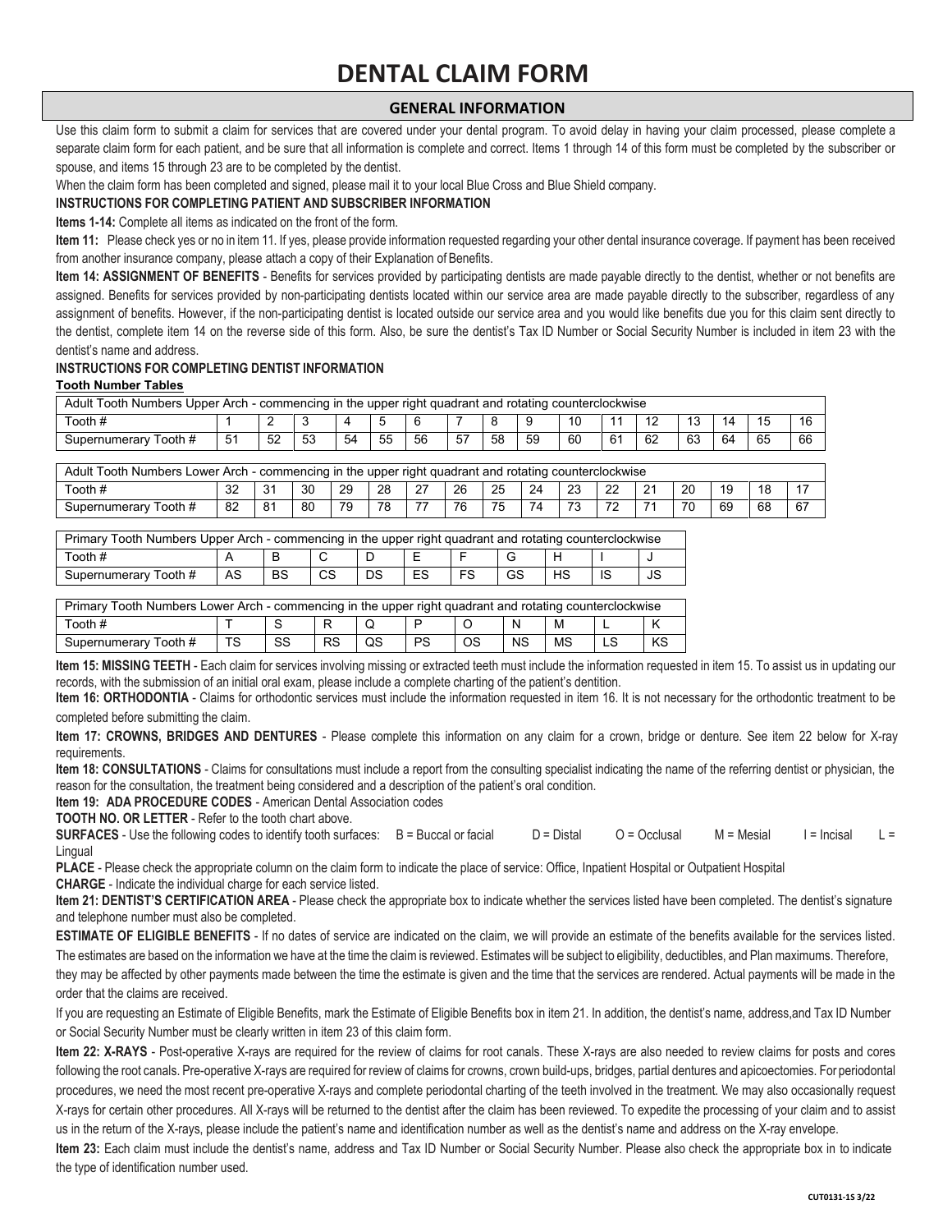# DENTAL CLAIM FORM

## GENERAL INFORMATION

Use this claim form to submit a claim for services that are covered under your dental program. To avoid delay in having your claim processed, please complete a separate claim form for each patient, and be sure that all information is complete and correct. Items 1 through 14 of this form must be completed by the subscriber or spouse, and items 15 through 23 are to be completed by the dentist.

When the claim form has been completed and signed, please mail it to your local Blue Cross and Blue Shield company.

**INSTRUCTIONS FOR COMPLETING PATIENT AND SUBSCRIBER INFORMATION**

**Items 1-14:** Complete all items as indicated on the front of the form.

**Item 11:** Please check yes or no in item 11. If yes, please provide information requested regarding your other dental insurance coverage. If payment has been received from another insurance company, please attach a copy of their Explanation of Benefits.

**Item 14: ASSIGNMENT OF BENEFITS** - Benefits for services provided by participating dentists are made payable directly to the dentist, whether or not benefits are assigned. Benefits for services provided by non-participating dentists located within our service area are made payable directly to the subscriber, regardless of any assignment of benefits. However, if the non-participating dentist is located outside our service area and you would like benefits due you for this claim sent directly to the dentist, complete item 14 on the reverse side of this form. Also, be sure the dentist's Tax ID Number or Social Security Number is included in item 23 with the dentist's name and address.

**INSTRUCTIONS FOR COMPLETING DENTIST INFORMATION**

**Tooth Number Tables**

| Adult Tooth Numbers Upper Arch - commencing in the upper right quadrant and rotating counterclockwise | | | | | | | | | | | | | | | | |
|---|---|---|---|---|---|---|---|---|---|---|---|---|---|---|---|---|
| Tooth # | 1 | 2 | 3 | 4 | 5 | 6 | 7 | 8 | 9 | 10 | 11 | 12 | 13 | 14 | 15 | 16 |
| Supernumerary Tooth # | 51 | 52 | 53 | 54 | 55 | 56 | 57 | 58 | 59 | 60 | 61 | 62 | 63 | 64 | 65 | 66 |

| Adult Tooth Numbers Lower Arch - commencing in the upper right quadrant and rotating counterclockwise | | | | | | | | | | | | | | | | |
|---|---|---|---|---|---|---|---|---|---|---|---|---|---|---|---|---|
| Tooth # | 32 | 31 | 30 | 29 | 28 | 27 | 26 | 25 | 24 | 23 | 22 | 21 | 20 | 19 | 18 | 17 |
| Supernumerary Tooth # | 82 | 81 | 80 | 79 | 78 | 77 | 76 | 75 | 74 | 73 | 72 | 71 | 70 | 69 | 68 | 67 |

| Primary Tooth Numbers Upper Arch - commencing in the upper right quadrant and rotating counterclockwise | | | | | | | | | | |
|---|---|---|---|---|---|---|---|---|---|---|
| Tooth # | A | B | C | D | E | F | G | H | I | J |
| Supernumerary Tooth # | AS | BS | CS | DS | ES | FS | GS | HS | IS | JS |

| Primary Tooth Numbers Lower Arch - commencing in the upper right quadrant and rotating counterclockwise | | | | | | | | | | |
|---|---|---|---|---|---|---|---|---|---|---|
| Tooth # | T | S | R | Q | P | O | N | M | L | K |
| Supernumerary Tooth # | TS | SS | RS | QS | PS | OS | NS | MS | LS | KS |

**Item 15: MISSING TEETH** - Each claim for services involving missing or extracted teeth must include the information requested in item 15. To assist us in updating our records, with the submission of an initial oral exam, please include a complete charting of the patient's dentition.

**Item 16: ORTHODONTIA** - Claims for orthodontic services must include the information requested in item 16. It is not necessary for the orthodontic treatment to be completed before submitting the claim.

**Item 17: CROWNS, BRIDGES AND DENTURES** - Please complete this information on any claim for a crown, bridge or denture. See item 22 below for X-ray requirements.

**Item 18: CONSULTATIONS** - Claims for consultations must include a report from the consulting specialist indicating the name of the referring dentist or physician, the reason for the consultation, the treatment being considered and a description of the patient's oral condition.

**Item 19: ADA PROCEDURE CODES** - American Dental Association codes

**TOOTH NO. OR LETTER** - Refer to the tooth chart above.

**SURFACES** - Use the following codes to identify tooth surfaces: B = Buccal or facial D = Distal O = Occlusal M = Mesial I = Incisal L = Lingual

**PLACE** - Please check the appropriate column on the claim form to indicate the place of service: Office, Inpatient Hospital or Outpatient Hospital

**CHARGE** - Indicate the individual charge for each service listed.

**Item 21: DENTIST'S CERTIFICATION AREA** - Please check the appropriate box to indicate whether the services listed have been completed. The dentist's signature and telephone number must also be completed.

**ESTIMATE OF ELIGIBLE BENEFITS** - If no dates of service are indicated on the claim, we will provide an estimate of the benefits available for the services listed. The estimates are based on the information we have at the time the claim is reviewed. Estimates will be subject to eligibility, deductibles, and Plan maximums. Therefore, they may be affected by other payments made between the time the estimate is given and the time that the services are rendered. Actual payments will be made in the order that the claims are received.

If you are requesting an Estimate of Eligible Benefits, mark the Estimate of Eligible Benefits box in item 21. In addition, the dentist's name, address,and Tax ID Number or Social Security Number must be clearly written in item 23 of this claim form.

**Item 22: X-RAYS** - Post-operative X-rays are required for the review of claims for root canals. These X-rays are also needed to review claims for posts and cores following the root canals. Pre-operative X-rays are required for review of claims for crowns, crown build-ups, bridges, partial dentures and apicoectomies. For periodontal procedures, we need the most recent pre-operative X-rays and complete periodontal charting of the teeth involved in the treatment. We may also occasionally request X-rays for certain other procedures. All X-rays will be returned to the dentist after the claim has been reviewed. To expedite the processing of your claim and to assist us in the return of the X-rays, please include the patient's name and identification number as well as the dentist's name and address on the X-ray envelope.

**Item 23:** Each claim must include the dentist's name, address and Tax ID Number or Social Security Number. Please also check the appropriate box in to indicate the type of identification number used.

CUT0131-1S 3/22